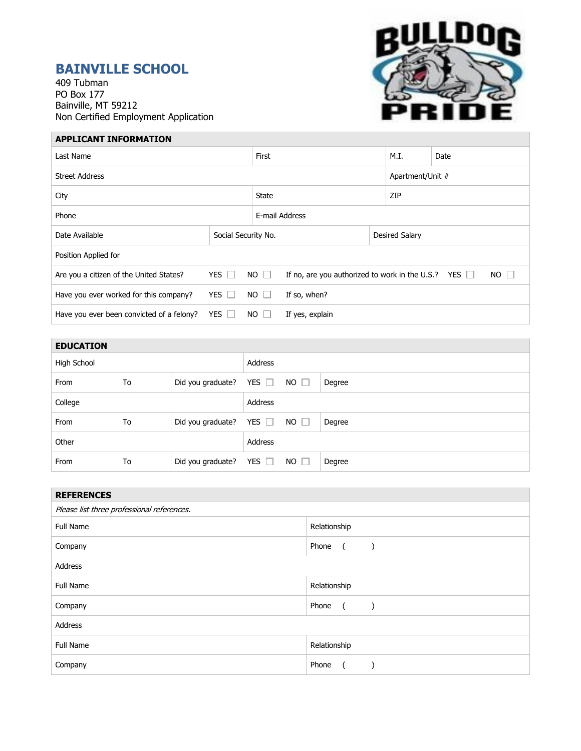# BAINVILLE SCHOOL

409 Tubman
PO Box 177
Bainville, MT 59212
Non Certified Employment Application

BULLDOG PRIDE

## APPLICANT INFORMATION

| Last Name | | First | M.I. | Date |
|---|---|---|---|---|
| Street Address | | | Apartment/Unit # | |
| City | | State | ZIP | |
| Phone | | E-mail Address | | |
| Date Available | Social Security No. | | Desired Salary | |
| Position Applied for | | | | |

| | | | | | |
|---|---|---|---|---|---|
| Are you a citizen of the United States? | YES ☐ | NO ☐ | If no, are you authorized to work in the U.S.? | YES ☐ | NO ☐ |
| Have you ever worked for this company? | YES ☐ | NO ☐ | If so, when? | | |
| Have you ever been convicted of a felony? | YES ☐ | NO ☐ | If yes, explain | | |

## EDUCATION

| | | | | | |
|---|---|---|---|---|---|
| High School | | | Address | | |
| From | To | Did you graduate? | YES ☐ | NO ☐ | Degree |
| College | | | Address | | |
| From | To | Did you graduate? | YES ☐ | NO ☐ | Degree |
| Other | | | Address | | |
| From | To | Did you graduate? | YES ☐ | NO ☐ | Degree |

## REFERENCES

*Please list three professional references.*

| | |
|---|---|
| Full Name | Relationship |
| Company | Phone ( ) |
| Address | |
| Full Name | Relationship |
| Company | Phone ( ) |
| Address | |
| Full Name | Relationship |
| Company | Phone ( ) |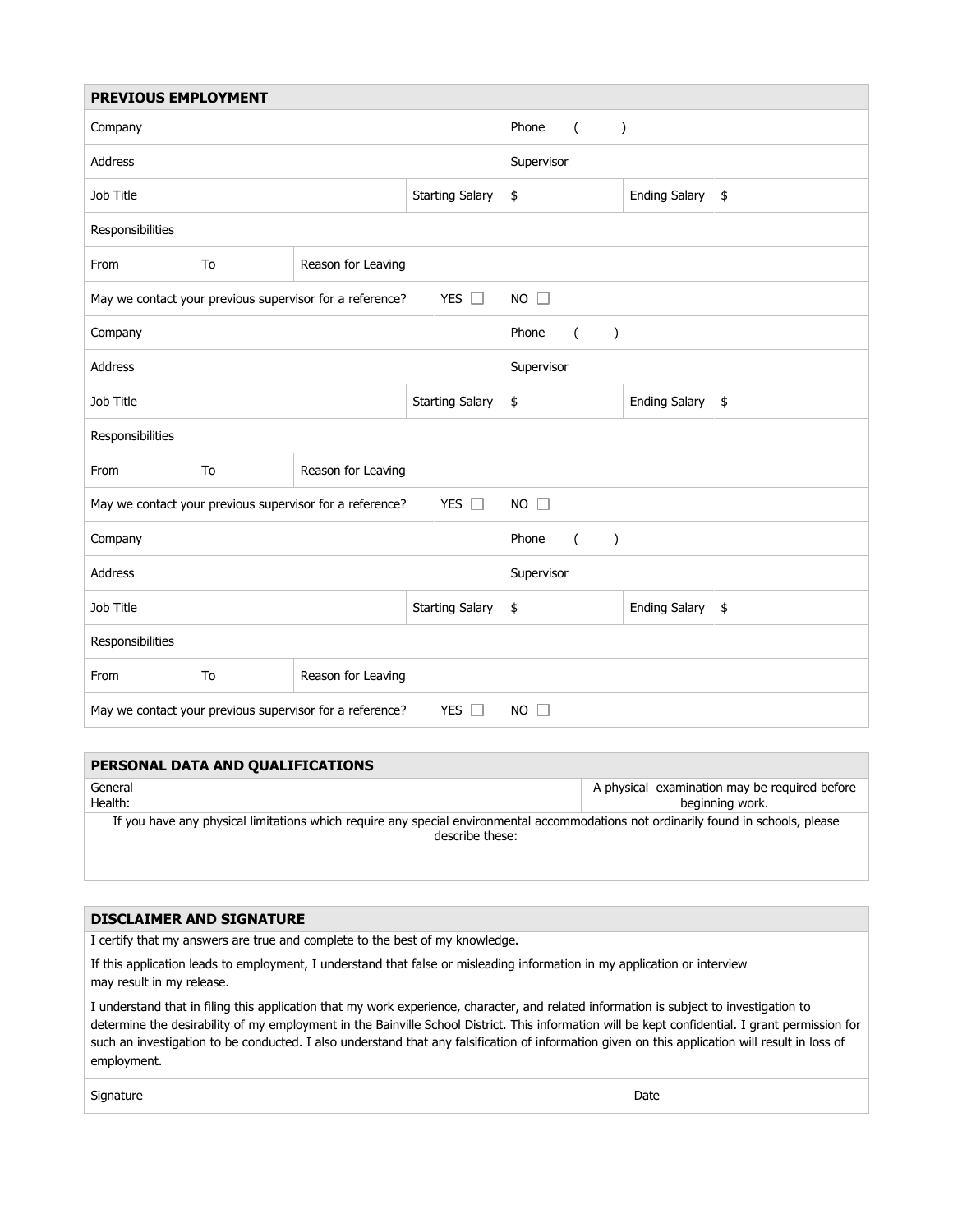## PREVIOUS EMPLOYMENT

| | | | | | |
|---|---|---|---|---|---|
| Company | | | Phone ( ) | | |
| Address | | | Supervisor | | |
| Job Title | | Starting Salary | $ | Ending Salary | $ |
| Responsibilities | | | | | |
| From | To | Reason for Leaving | | | |
| May we contact your previous supervisor for a reference? | | YES ☐ | NO ☐ | | |
| Company | | | Phone ( ) | | |
| Address | | | Supervisor | | |
| Job Title | | Starting Salary | $ | Ending Salary | $ |
| Responsibilities | | | | | |
| From | To | Reason for Leaving | | | |
| May we contact your previous supervisor for a reference? | | YES ☐ | NO ☐ | | |
| Company | | | Phone ( ) | | |
| Address | | | Supervisor | | |
| Job Title | | Starting Salary | $ | Ending Salary | $ |
| Responsibilities | | | | | |
| From | To | Reason for Leaving | | | |
| May we contact your previous supervisor for a reference? | | YES ☐ | NO ☐ | | |

## PERSONAL DATA AND QUALIFICATIONS

| | |
|---|---|
| General Health: | A physical examination may be required before beginning work. |

If you have any physical limitations which require any special environmental accommodations not ordinarily found in schools, please describe these:

## DISCLAIMER AND SIGNATURE

I certify that my answers are true and complete to the best of my knowledge.

If this application leads to employment, I understand that false or misleading information in my application or interview may result in my release.

I understand that in filing this application that my work experience, character, and related information is subject to investigation to determine the desirability of my employment in the Bainville School District. This information will be kept confidential. I grant permission for such an investigation to be conducted. I also understand that any falsification of information given on this application will result in loss of employment.

| | |
|---|---|
| Signature | Date |